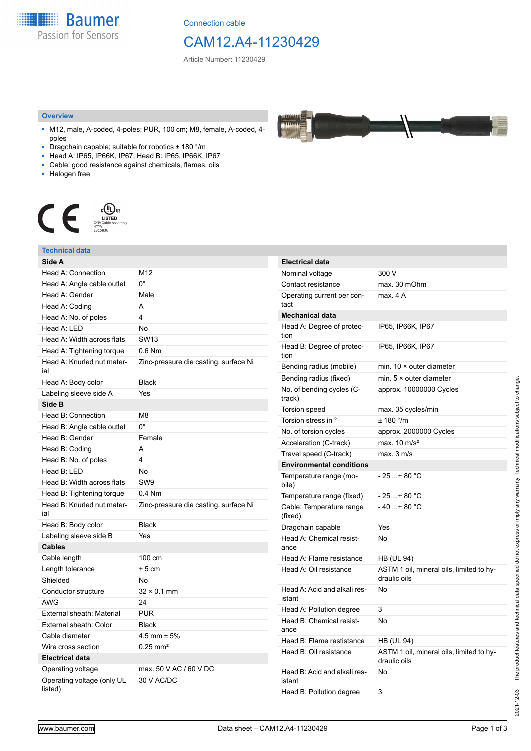Baumer
Passion for Sensors

Connection cable

# CAM12.A4-11230429

Article Number: 11230429

## Overview

- M12, male, A-coded, 4-poles; PUR, 100 cm; M8, female, A-coded, 4-poles
- Dragchain capable; suitable for robotics ± 180 °/m
- Head A: IP65, IP66K, IP67; Head B: IP65, IP66K, IP67
- Cable: good resistance against chemicals, flames, oils
- Halogen free

LISTED CYJV Cable Assembly 47YV E315836

## Technical data

| **Side A** | |
|---|---|
| Head A: Connection | M12 |
| Head A: Angle cable outlet | 0° |
| Head A: Gender | Male |
| Head A: Coding | A |
| Head A: No. of poles | 4 |
| Head A: LED | No |
| Head A: Width across flats | SW13 |
| Head A: Tightening torque | 0.6 Nm |
| Head A: Knurled nut material | Zinc-pressure die casting, surface Ni |
| Head A: Body color | Black |
| Labeling sleeve side A | Yes |
| **Side B** | |
| Head B: Connection | M8 |
| Head B: Angle cable outlet | 0° |
| Head B: Gender | Female |
| Head B: Coding | A |
| Head B: No. of poles | 4 |
| Head B: LED | No |
| Head B: Width across flats | SW9 |
| Head B: Tightening torque | 0.4 Nm |
| Head B: Knurled nut material | Zinc-pressure die casting, surface Ni |
| Head B: Body color | Black |
| Labeling sleeve side B | Yes |
| **Cables** | |
| Cable length | 100 cm |
| Length tolerance | + 5 cm |
| Shielded | No |
| Conductor structure | 32 × 0.1 mm |
| AWG | 24 |
| External sheath: Material | PUR |
| External sheath: Color | Black |
| Cable diameter | 4.5 mm ± 5% |
| Wire cross section | 0.25 mm² |
| **Electrical data** | |
| Operating voltage | max. 50 V AC / 60 V DC |
| Operating voltage (only UL listed) | 30 V AC/DC |

| **Electrical data** | |
|---|---|
| Nominal voltage | 300 V |
| Contact resistance | max. 30 mOhm |
| Operating current per contact | max. 4 A |
| **Mechanical data** | |
| Head A: Degree of protection | IP65, IP66K, IP67 |
| Head B: Degree of protection | IP65, IP66K, IP67 |
| Bending radius (mobile) | min. 10 × outer diameter |
| Bending radius (fixed) | min. 5 × outer diameter |
| No. of bending cycles (C-track) | approx. 10000000 Cycles |
| Torsion speed | max. 35 cycles/min |
| Torsion stress in ° | ± 180 °/m |
| No. of torsion cycles | approx. 2000000 Cycles |
| Acceleration (C-track) | max. 10 m/s² |
| Travel speed (C-track) | max. 3 m/s |
| **Environmental conditions** | |
| Temperature range (mobile) | - 25 ...+ 80 °C |
| Temperature range (fixed) | - 25 ...+ 80 °C |
| Cable: Temperature range (fixed) | - 40 ...+ 80 °C |
| Dragchain capable | Yes |
| Head A: Chemical resistance | No |
| Head A: Flame resistance | HB (UL 94) |
| Head A: Oil resistance | ASTM 1 oil, mineral oils, limited to hydraulic oils |
| Head A: Acid and alkali resistant | No |
| Head A: Pollution degree | 3 |
| Head B: Chemical resistance | No |
| Head B: Flame resistance | HB (UL 94) |
| Head B: Oil resistance | ASTM 1 oil, mineral oils, limited to hydraulic oils |
| Head B: Acid and alkali resistant | No |
| Head B: Pollution degree | 3 |

2021-12-03 The product features and technical data specified do not express or imply any warranty. Technical modifications subject to change.

www.baumer.com — Data sheet – CAM12.A4-11230429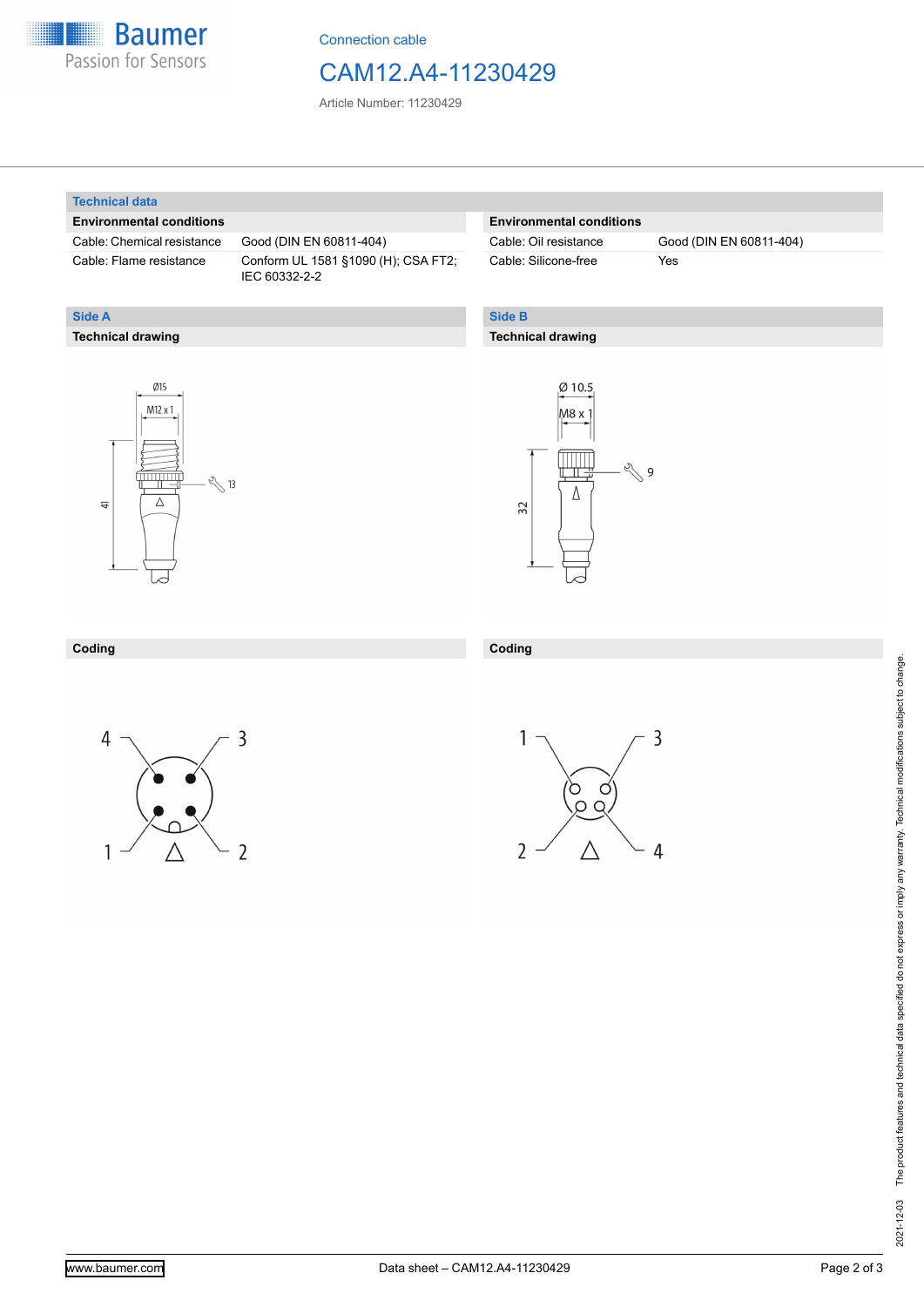## Technical data

### Environmental conditions

| | |
|---|---|
| Cable: Chemical resistance | Good (DIN EN 60811-404) |
| Cable: Flame resistance | Conform UL 1581 §1090 (H); CSA FT2; IEC 60332-2-2 |

### Environmental conditions

| | |
|---|---|
| Cable: Oil resistance | Good (DIN EN 60811-404) |
| Cable: Silicone-free | Yes |

## Side A

### Technical drawing

Ø15

M12 x 1

13

41

### Coding

4 3

1 2

## Side B

### Technical drawing

Ø 10.5

M8 x 1

9

32

### Coding

1 3

2 4

2021-12-03 The product features and technical data specified do not express or imply any warranty. Technical modifications subject to change.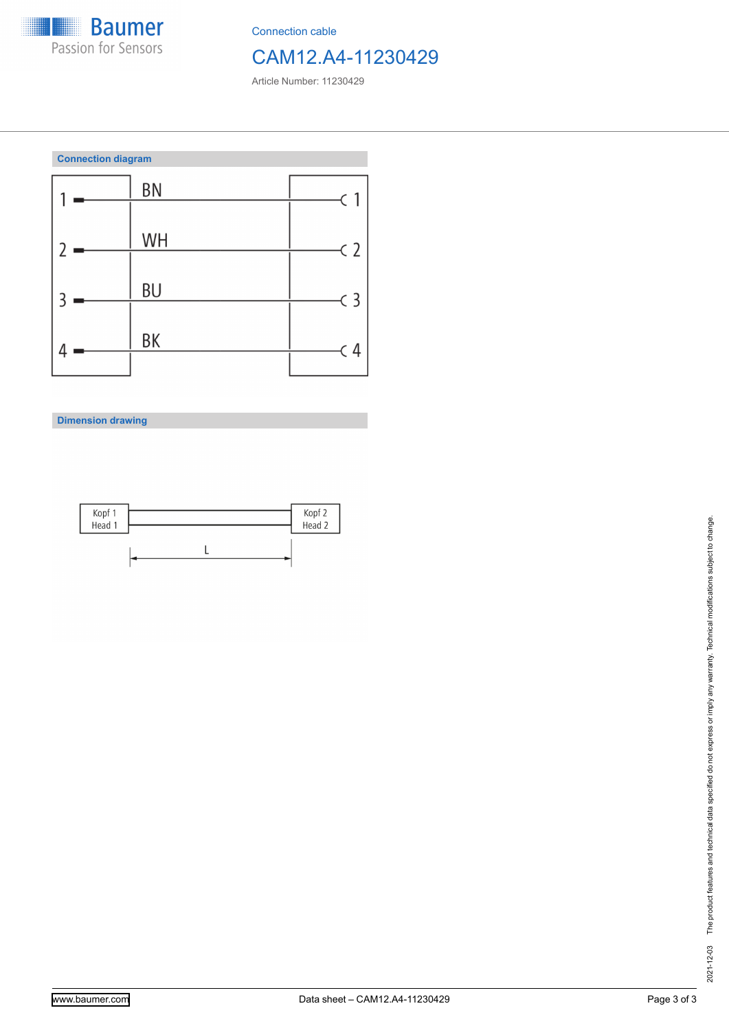Connection cable

# CAM12.A4-11230429

Article Number: 11230429

## Connection diagram

1 BN 1
2 WH 2
3 BU 3
4 BK 4

## Dimension drawing

Kopf 1
Head 1

Kopf 2
Head 2

L

2021-12-03 The product features and technical data specified do not express or imply any warranty. Technical modifications subject to change.